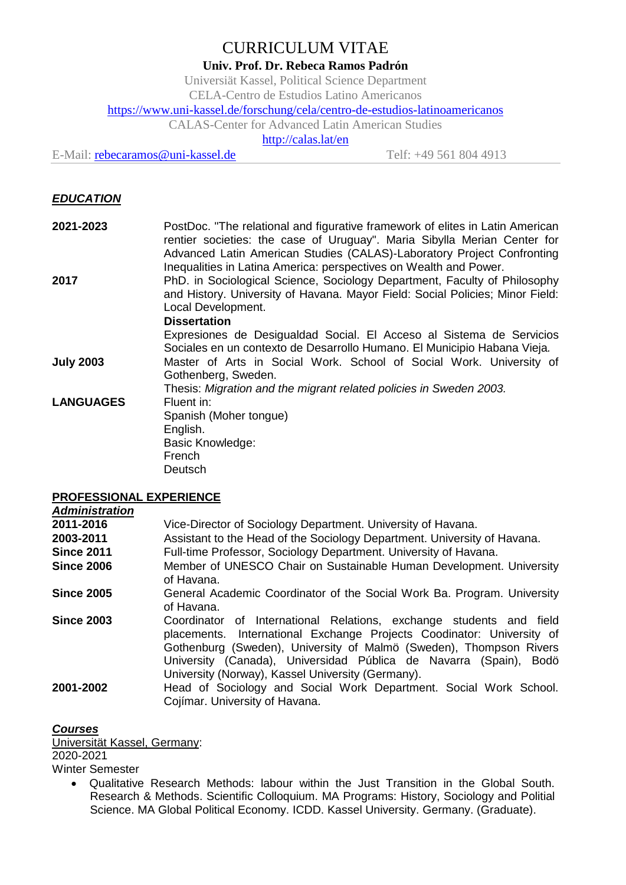# CURRICULUM VITAE

**Univ. Prof. Dr. Rebeca Ramos Padrón**

Universiät Kassel, Political Science Department
CELA-Centro de Estudios Latino Americanos
https://www.uni-kassel.de/forschung/cela/centro-de-estudios-latinoamericanos
CALAS-Center for Advanced Latin American Studies
http://calas.lat/en

E-Mail: rebecaramos@uni-kassel.de Telf: +49 561 804 4913

## *EDUCATION*

**2021-2023** PostDoc. "The relational and figurative framework of elites in Latin American rentier societies: the case of Uruguay". Maria Sibylla Merian Center for Advanced Latin American Studies (CALAS)-Laboratory Project Confronting Inequalities in Latina America: perspectives on Wealth and Power.

**2017** PhD. in Sociological Science, Sociology Department, Faculty of Philosophy and History. University of Havana. Mayor Field: Social Policies; Minor Field: Local Development.

**Dissertation**

Expresiones de Desigualdad Social. El Acceso al Sistema de Servicios Sociales en un contexto de Desarrollo Humano. El Municipio Habana Vieja.

**July 2003** Master of Arts in Social Work. School of Social Work. University of Gothenberg, Sweden.

Thesis: *Migration and the migrant related policies in Sweden 2003.*

**LANGUAGES** Fluent in:
Spanish (Moher tongue)
English.
Basic Knowledge:
French
Deutsch

## PROFESSIONAL EXPERIENCE

### *Administration*

**2011-2016** Vice-Director of Sociology Department. University of Havana.

**2003-2011** Assistant to the Head of the Sociology Department. University of Havana.

**Since 2011** Full-time Professor, Sociology Department. University of Havana.

**Since 2006** Member of UNESCO Chair on Sustainable Human Development. University of Havana.

**Since 2005** General Academic Coordinator of the Social Work Ba. Program. University of Havana.

**Since 2003** Coordinator of International Relations, exchange students and field placements. International Exchange Projects Coodinator: University of Gothenburg (Sweden), University of Malmö (Sweden), Thompson Rivers University (Canada), Universidad Pública de Navarra (Spain), Bodö University (Norway), Kassel University (Germany).

**2001-2002** Head of Sociology and Social Work Department. Social Work School. Cojímar. University of Havana.

### *Courses*

Universität Kassel, Germany:
2020-2021
Winter Semester

- Qualitative Research Methods: labour within the Just Transition in the Global South. Research & Methods. Scientific Colloquium. MA Programs: History, Sociology and Politial Science. MA Global Political Economy. ICDD. Kassel University. Germany. (Graduate).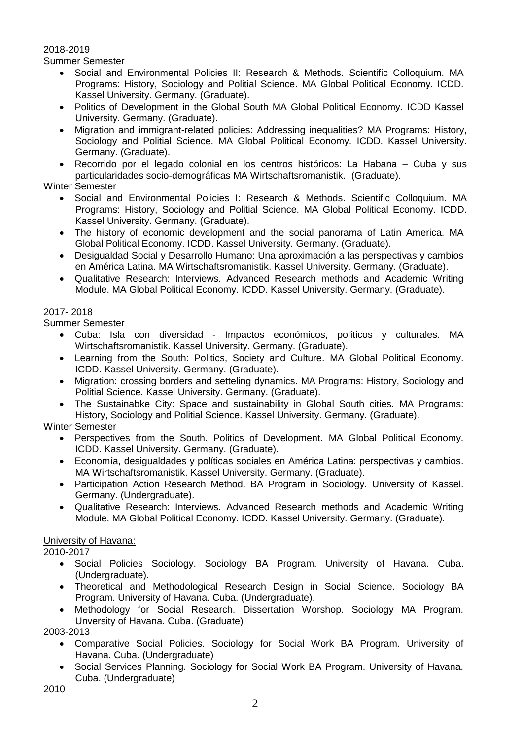2018-2019

Summer Semester

- Social and Environmental Policies II: Research & Methods. Scientific Colloquium. MA Programs: History, Sociology and Politial Science. MA Global Political Economy. ICDD. Kassel University. Germany. (Graduate).
- Politics of Development in the Global South MA Global Political Economy. ICDD Kassel University. Germany. (Graduate).
- Migration and immigrant-related policies: Addressing inequalities? MA Programs: History, Sociology and Politial Science. MA Global Political Economy. ICDD. Kassel University. Germany. (Graduate).
- Recorrido por el legado colonial en los centros históricos: La Habana – Cuba y sus particularidades socio-demográficas MA Wirtschaftsromanistik. (Graduate).

Winter Semester

- Social and Environmental Policies I: Research & Methods. Scientific Colloquium. MA Programs: History, Sociology and Politial Science. MA Global Political Economy. ICDD. Kassel University. Germany. (Graduate).
- The history of economic development and the social panorama of Latin America. MA Global Political Economy. ICDD. Kassel University. Germany. (Graduate).
- Desigualdad Social y Desarrollo Humano: Una aproximación a las perspectivas y cambios en América Latina. MA Wirtschaftsromanistik. Kassel University. Germany. (Graduate).
- Qualitative Research: Interviews. Advanced Research methods and Academic Writing Module. MA Global Political Economy. ICDD. Kassel University. Germany. (Graduate).

2017- 2018

Summer Semester

- Cuba: Isla con diversidad - Impactos económicos, políticos y culturales. MA Wirtschaftsromanistik. Kassel University. Germany. (Graduate).
- Learning from the South: Politics, Society and Culture. MA Global Political Economy. ICDD. Kassel University. Germany. (Graduate).
- Migration: crossing borders and setteling dynamics. MA Programs: History, Sociology and Politial Science. Kassel University. Germany. (Graduate).
- The Sustainabke City: Space and sustainability in Global South cities. MA Programs: History, Sociology and Politial Science. Kassel University. Germany. (Graduate).

Winter Semester

- Perspectives from the South. Politics of Development. MA Global Political Economy. ICDD. Kassel University. Germany. (Graduate).
- Economía, desigualdades y políticas sociales en América Latina: perspectivas y cambios. MA Wirtschaftsromanistik. Kassel University. Germany. (Graduate).
- Participation Action Research Method. BA Program in Sociology. University of Kassel. Germany. (Undergraduate).
- Qualitative Research: Interviews. Advanced Research methods and Academic Writing Module. MA Global Political Economy. ICDD. Kassel University. Germany. (Graduate).

University of Havana:

2010-2017

- Social Policies Sociology. Sociology BA Program. University of Havana. Cuba. (Undergraduate).
- Theoretical and Methodological Research Design in Social Science. Sociology BA Program. University of Havana. Cuba. (Undergraduate).
- Methodology for Social Research. Dissertation Worshop. Sociology MA Program. Unversity of Havana. Cuba. (Graduate)

2003-2013

- Comparative Social Policies. Sociology for Social Work BA Program. University of Havana. Cuba. (Undergraduate)
- Social Services Planning. Sociology for Social Work BA Program. University of Havana. Cuba. (Undergraduate)

2010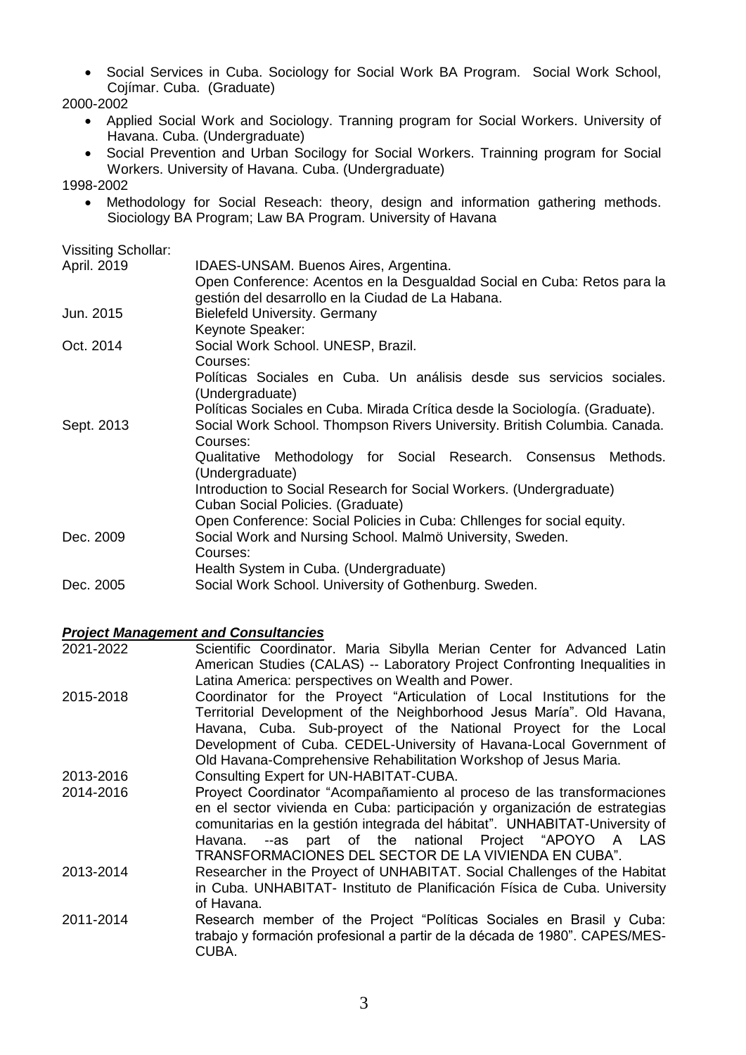- Social Services in Cuba. Sociology for Social Work BA Program. Social Work School, Cojímar. Cuba. (Graduate)

2000-2002

- Applied Social Work and Sociology. Tranning program for Social Workers. University of Havana. Cuba. (Undergraduate)
- Social Prevention and Urban Socilogy for Social Workers. Trainning program for Social Workers. University of Havana. Cuba. (Undergraduate)

1998-2002

- Methodology for Social Reseach: theory, design and information gathering methods. Siociology BA Program; Law BA Program. University of Havana

Vissiting Schollar:

| | |
|---|---|
| April. 2019 | IDAES-UNSAM. Buenos Aires, Argentina.<br>Open Conference: Acentos en la Desgualdad Social en Cuba: Retos para la gestión del desarrollo en la Ciudad de La Habana. |
| Jun. 2015 | Bielefeld University. Germany<br>Keynote Speaker: |
| Oct. 2014 | Social Work School. UNESP, Brazil.<br>Courses:<br>Políticas Sociales en Cuba. Un análisis desde sus servicios sociales. (Undergraduate)<br>Políticas Sociales en Cuba. Mirada Crítica desde la Sociología. (Graduate). |
| Sept. 2013 | Social Work School. Thompson Rivers University. British Columbia. Canada.<br>Courses:<br>Qualitative Methodology for Social Research. Consensus Methods. (Undergraduate)<br>Introduction to Social Research for Social Workers. (Undergraduate)<br>Cuban Social Policies. (Graduate)<br>Open Conference: Social Policies in Cuba: Chllenges for social equity. |
| Dec. 2009 | Social Work and Nursing School. Malmö University, Sweden.<br>Courses:<br>Health System in Cuba. (Undergraduate) |
| Dec. 2005 | Social Work School. University of Gothenburg. Sweden. |

***Project Management and Consultancies***

| | |
|---|---|
| 2021-2022 | Scientific Coordinator. Maria Sibylla Merian Center for Advanced Latin American Studies (CALAS) -- Laboratory Project Confronting Inequalities in Latina America: perspectives on Wealth and Power. |
| 2015-2018 | Coordinator for the Proyect "Articulation of Local Institutions for the Territorial Development of the Neighborhood Jesus María". Old Havana, Havana, Cuba. Sub-proyect of the National Proyect for the Local Development of Cuba. CEDEL-University of Havana-Local Government of Old Havana-Comprehensive Rehabilitation Workshop of Jesus Maria. |
| 2013-2016 | Consulting Expert for UN-HABITAT-CUBA. |
| 2014-2016 | Proyect Coordinator "Acompañamiento al proceso de las transformaciones en el sector vivienda en Cuba: participación y organización de estrategias comunitarias en la gestión integrada del hábitat". UNHABITAT-University of Havana. --as part of the national Project "APOYO A LAS TRANSFORMACIONES DEL SECTOR DE LA VIVIENDA EN CUBA". |
| 2013-2014 | Researcher in the Proyect of UNHABITAT. Social Challenges of the Habitat in Cuba. UNHABITAT- Instituto de Planificación Física de Cuba. University of Havana. |
| 2011-2014 | Research member of the Project "Políticas Sociales en Brasil y Cuba: trabajo y formación profesional a partir de la década de 1980". CAPES/MES-CUBA. |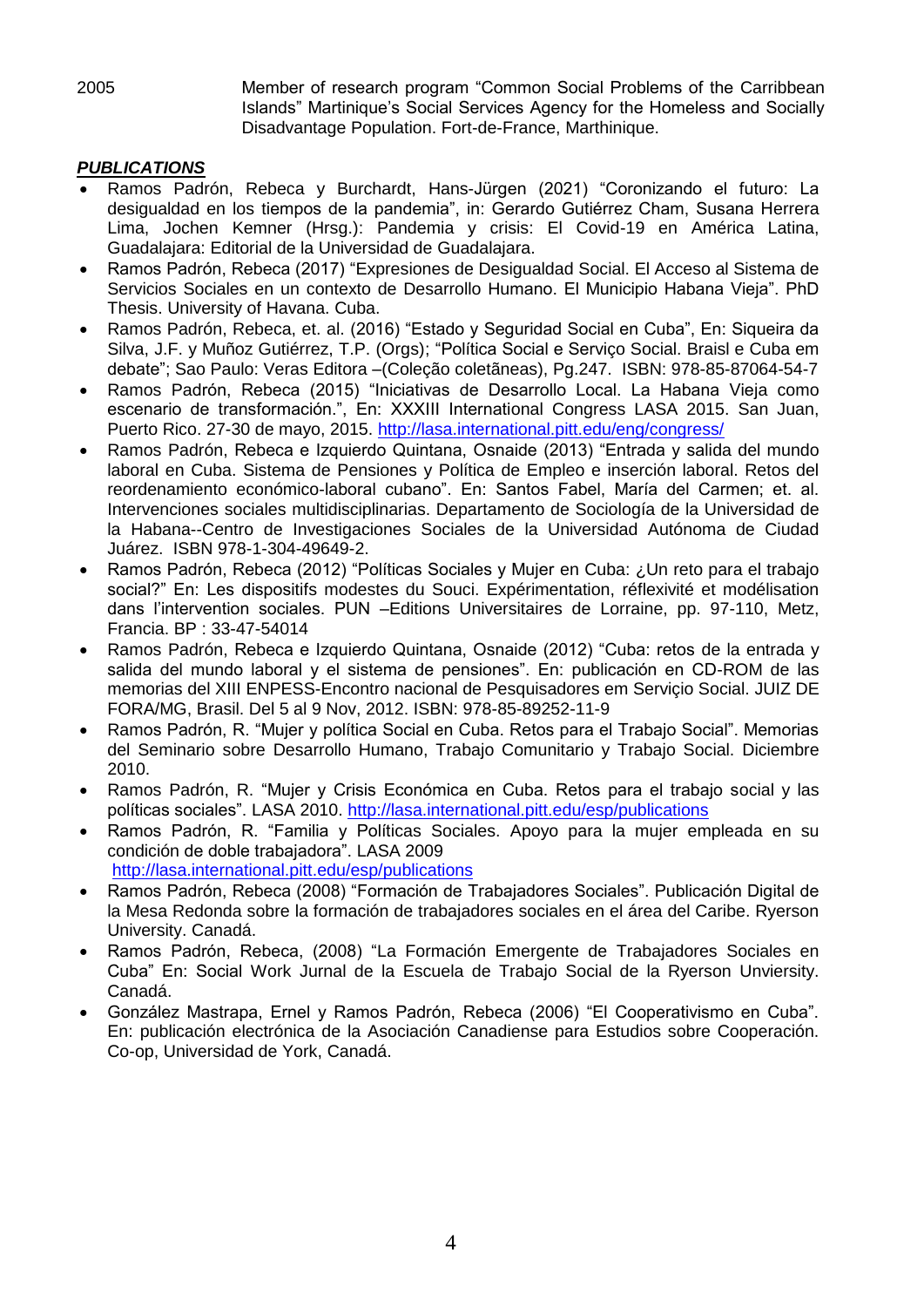2005 Member of research program "Common Social Problems of the Carribbean Islands" Martinique's Social Services Agency for the Homeless and Socially Disadvantage Population. Fort-de-France, Marthinique.

***PUBLICATIONS***

- Ramos Padrón, Rebeca y Burchardt, Hans-Jürgen (2021) "Coronizando el futuro: La desigualdad en los tiempos de la pandemia", in: Gerardo Gutiérrez Cham, Susana Herrera Lima, Jochen Kemner (Hrsg.): Pandemia y crisis: El Covid-19 en América Latina, Guadalajara: Editorial de la Universidad de Guadalajara.
- Ramos Padrón, Rebeca (2017) "Expresiones de Desigualdad Social. El Acceso al Sistema de Servicios Sociales en un contexto de Desarrollo Humano. El Municipio Habana Vieja". PhD Thesis. University of Havana. Cuba.
- Ramos Padrón, Rebeca, et. al. (2016) "Estado y Seguridad Social en Cuba", En: Siqueira da Silva, J.F. y Muñoz Gutiérrez, T.P. (Orgs); "Política Social e Serviço Social. Braisl e Cuba em debate"; Sao Paulo: Veras Editora –(Coleção coletãneas), Pg.247. ISBN: 978-85-87064-54-7
- Ramos Padrón, Rebeca (2015) "Iniciativas de Desarrollo Local. La Habana Vieja como escenario de transformación.", En: XXXIII International Congress LASA 2015. San Juan, Puerto Rico. 27-30 de mayo, 2015. http://lasa.international.pitt.edu/eng/congress/
- Ramos Padrón, Rebeca e Izquierdo Quintana, Osnaide (2013) "Entrada y salida del mundo laboral en Cuba. Sistema de Pensiones y Política de Empleo e inserción laboral. Retos del reordenamiento económico-laboral cubano". En: Santos Fabel, María del Carmen; et. al. Intervenciones sociales multidisciplinarias. Departamento de Sociología de la Universidad de la Habana--Centro de Investigaciones Sociales de la Universidad Autónoma de Ciudad Juárez. ISBN 978-1-304-49649-2.
- Ramos Padrón, Rebeca (2012) "Políticas Sociales y Mujer en Cuba: ¿Un reto para el trabajo social?" En: Les dispositifs modestes du Souci. Expérimentation, réflexivité et modélisation dans l'intervention sociales. PUN –Editions Universitaires de Lorraine, pp. 97-110, Metz, Francia. BP : 33-47-54014
- Ramos Padrón, Rebeca e Izquierdo Quintana, Osnaide (2012) "Cuba: retos de la entrada y salida del mundo laboral y el sistema de pensiones". En: publicación en CD-ROM de las memorias del XIII ENPESS-Encontro nacional de Pesquisadores em Serviçio Social. JUIZ DE FORA/MG, Brasil. Del 5 al 9 Nov, 2012. ISBN: 978-85-89252-11-9
- Ramos Padrón, R. "Mujer y política Social en Cuba. Retos para el Trabajo Social". Memorias del Seminario sobre Desarrollo Humano, Trabajo Comunitario y Trabajo Social. Diciembre 2010.
- Ramos Padrón, R. "Mujer y Crisis Económica en Cuba. Retos para el trabajo social y las políticas sociales". LASA 2010. http://lasa.international.pitt.edu/esp/publications
- Ramos Padrón, R. "Familia y Políticas Sociales. Apoyo para la mujer empleada en su condición de doble trabajadora". LASA 2009 http://lasa.international.pitt.edu/esp/publications
- Ramos Padrón, Rebeca (2008) "Formación de Trabajadores Sociales". Publicación Digital de la Mesa Redonda sobre la formación de trabajadores sociales en el área del Caribe. Ryerson University. Canadá.
- Ramos Padrón, Rebeca, (2008) "La Formación Emergente de Trabajadores Sociales en Cuba" En: Social Work Jurnal de la Escuela de Trabajo Social de la Ryerson Unviersity. Canadá.
- González Mastrapa, Ernel y Ramos Padrón, Rebeca (2006) "El Cooperativismo en Cuba". En: publicación electrónica de la Asociación Canadiense para Estudios sobre Cooperación. Co-op, Universidad de York, Canadá.